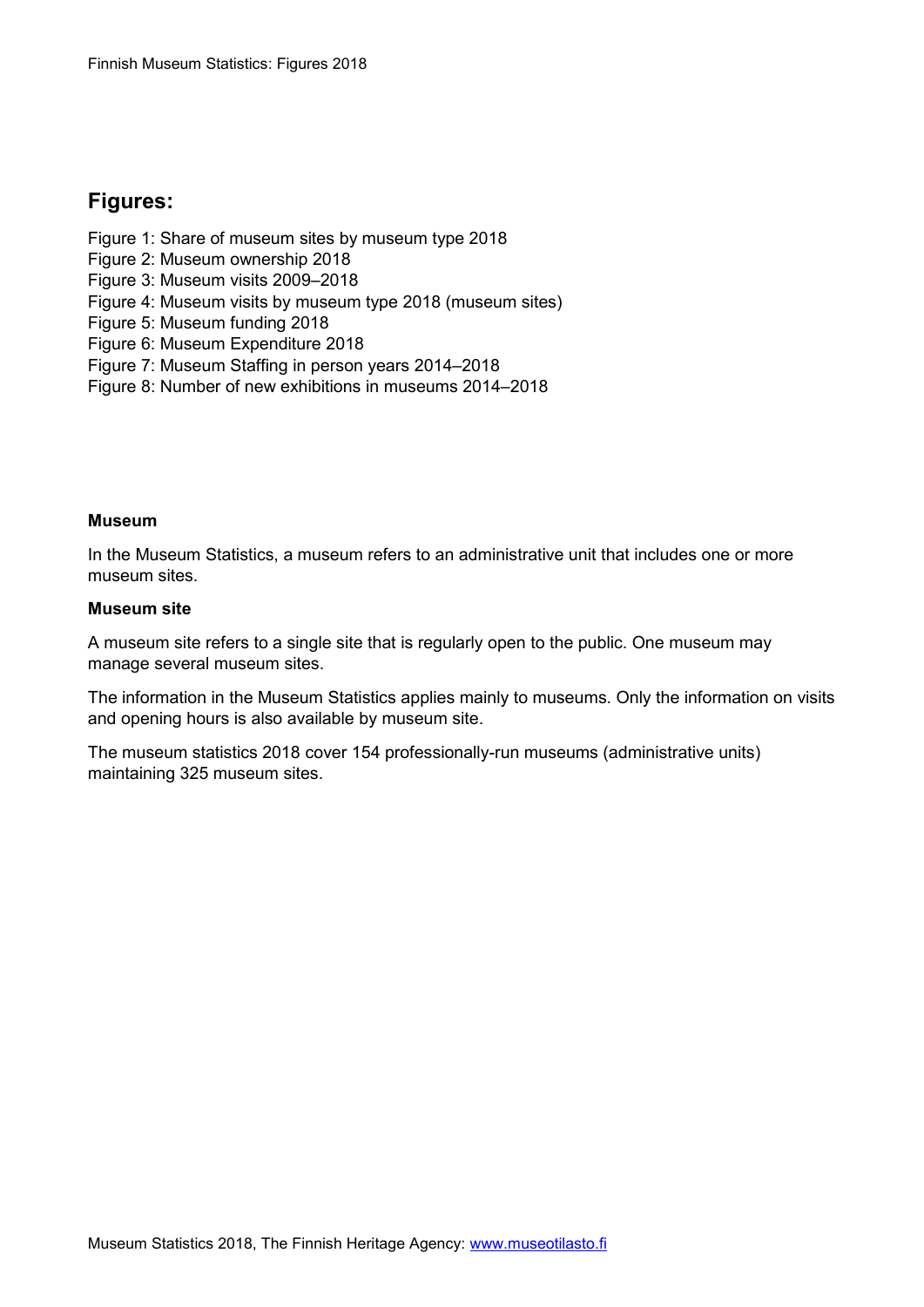## Figures:

Figure 1: Share of museum sites by museum type 2018
Figure 2: Museum ownership 2018
Figure 3: Museum visits 2009–2018
Figure 4: Museum visits by museum type 2018 (museum sites)
Figure 5: Museum funding 2018
Figure 6: Museum Expenditure 2018
Figure 7: Museum Staffing in person years 2014–2018
Figure 8: Number of new exhibitions in museums 2014–2018

**Museum**

In the Museum Statistics, a museum refers to an administrative unit that includes one or more museum sites.

**Museum site**

A museum site refers to a single site that is regularly open to the public. One museum may manage several museum sites.

The information in the Museum Statistics applies mainly to museums. Only the information on visits and opening hours is also available by museum site.

The museum statistics 2018 cover 154 professionally-run museums (administrative units) maintaining 325 museum sites.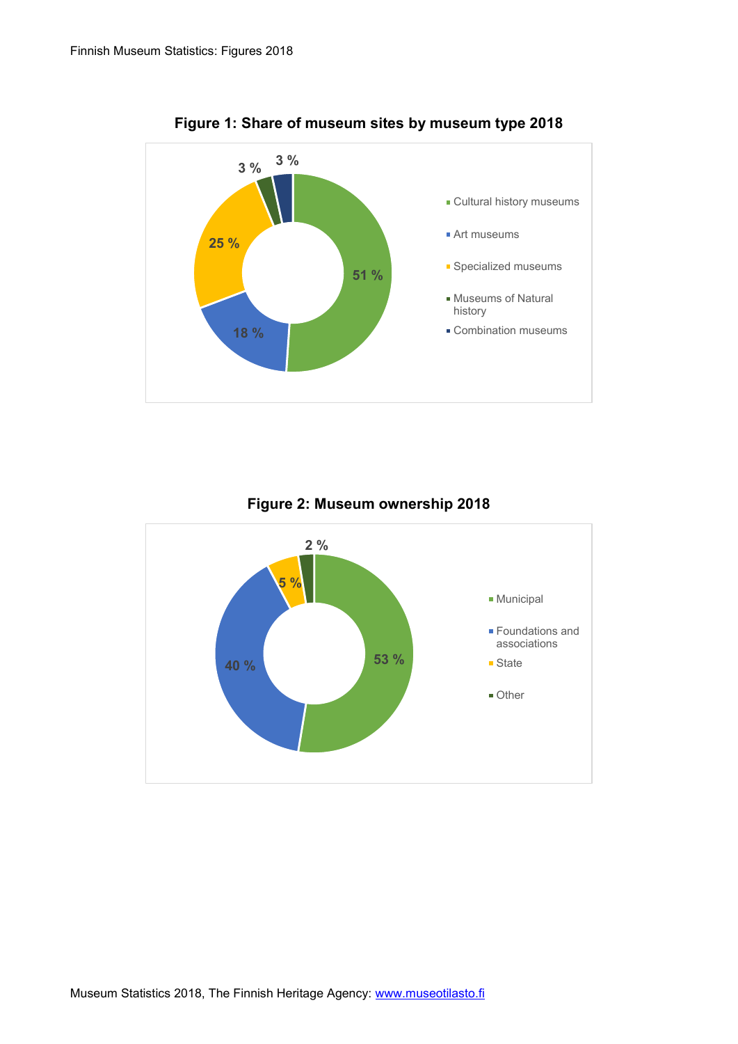**Figure 1: Share of museum sites by museum type 2018**

| Museum type | Share |
|---|---|
| Cultural history museums | 51 % |
| Art museums | 18 % |
| Specialized museums | 25 % |
| Museums of Natural history | 3 % |
| Combination museums | 3 % |

**Figure 2: Museum ownership 2018**

| Ownership | Share |
|---|---|
| Municipal | 53 % |
| Foundations and associations | 40 % |
| State | 5 % |
| Other | 2 % |

Museum Statistics 2018, The Finnish Heritage Agency: [www.museotilasto.fi](http://www.museotilasto.fi)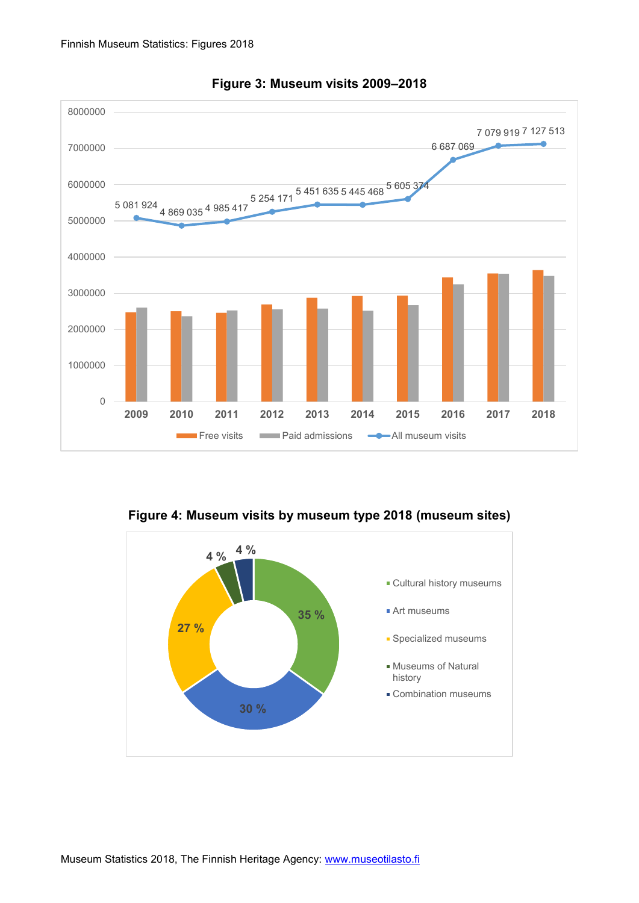**Figure 3: Museum visits 2009–2018**

| Year | All museum visits |
|---|---|
| 2009 | 5 081 924 |
| 2010 | 4 869 035 |
| 2011 | 4 985 417 |
| 2012 | 5 254 171 |
| 2013 | 5 451 635 |
| 2014 | 5 445 468 |
| 2015 | 5 605 374 |
| 2016 | 6 687 069 |
| 2017 | 7 079 919 |
| 2018 | 7 127 513 |

Free visits · Paid admissions · All museum visits

**Figure 4: Museum visits by museum type 2018 (museum sites)**

| Museum type | Share |
|---|---|
| Cultural history museums | 35 % |
| Art museums | 30 % |
| Specialized museums | 27 % |
| Museums of Natural history | 4 % |
| Combination museums | 4 % |

Museum Statistics 2018, The Finnish Heritage Agency: [www.museotilasto.fi](http://www.museotilasto.fi)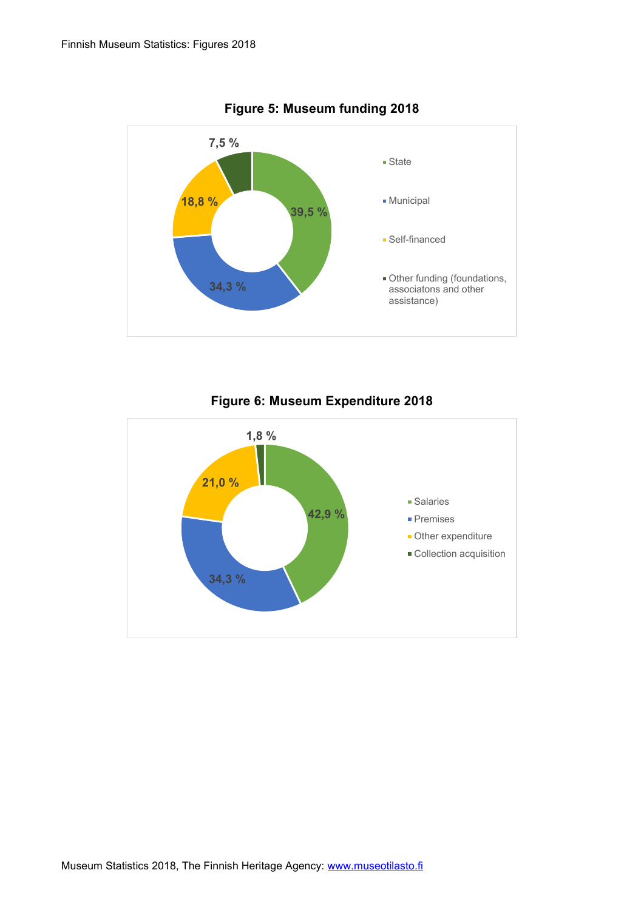**Figure 5: Museum funding 2018**

- State: 39,5 %
- Municipal: 34,3 %
- Self-financed: 18,8 %
- Other funding (foundations, associatons and other assistance): 7,5 %

**Figure 6: Museum Expenditure 2018**

- Salaries: 42,9 %
- Premises: 34,3 %
- Other expenditure: 21,0 %
- Collection acquisition: 1,8 %

Museum Statistics 2018, The Finnish Heritage Agency: www.museotilasto.fi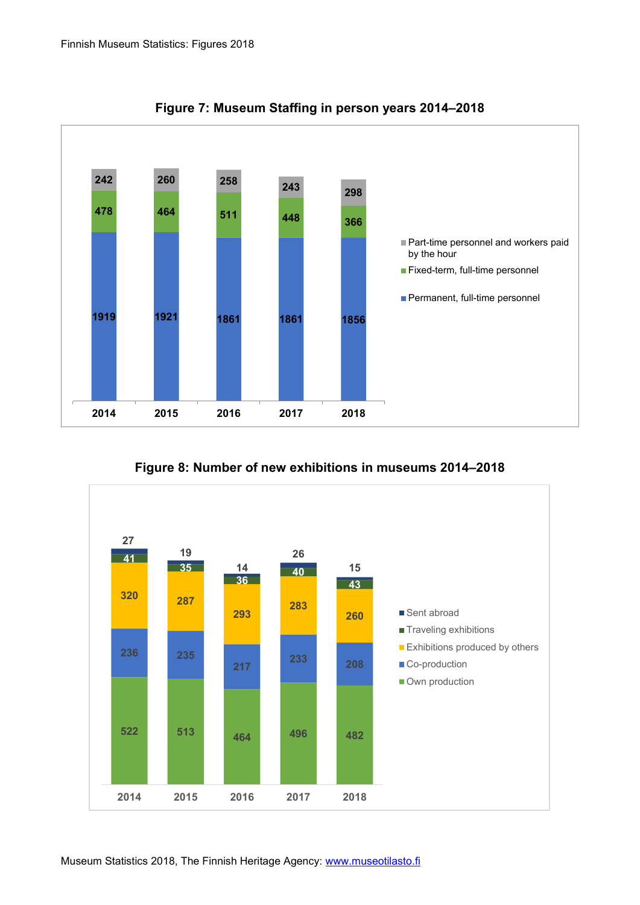## Figure 7: Museum Staffing in person years 2014–2018

242
478
1919
2014

260
464
1921
2015

258
511
1861
2016

243
448
1861
2017

298
366
1856
2018

Part-time personnel and workers paid by the hour
Fixed-term, full-time personnel
Permanent, full-time personnel

## Figure 8: Number of new exhibitions in museums 2014–2018

27
41
320
236
522
2014

19
35
287
235
513
2015

14
36
293
217
464
2016

26
40
283
233
496
2017

15
43
260
208
482
2018

Sent abroad
Traveling exhibitions
Exhibitions produced by others
Co-production
Own production

Museum Statistics 2018, The Finnish Heritage Agency: [www.museotilasto.fi](http://www.museotilasto.fi)